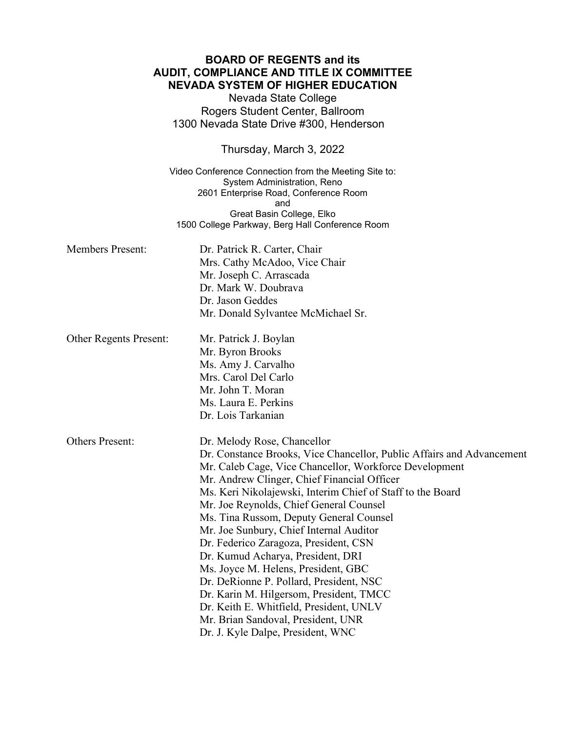**BOARD OF REGENTS and its**
**AUDIT, COMPLIANCE AND TITLE IX COMMITTEE**
**NEVADA SYSTEM OF HIGHER EDUCATION**

Nevada State College
Rogers Student Center, Ballroom
1300 Nevada State Drive #300, Henderson

Thursday, March 3, 2022

Video Conference Connection from the Meeting Site to:
System Administration, Reno
2601 Enterprise Road, Conference Room
and
Great Basin College, Elko
1500 College Parkway, Berg Hall Conference Room

Members Present:
- Dr. Patrick R. Carter, Chair
- Mrs. Cathy McAdoo, Vice Chair
- Mr. Joseph C. Arrascada
- Dr. Mark W. Doubrava
- Dr. Jason Geddes
- Mr. Donald Sylvantee McMichael Sr.

Other Regents Present:
- Mr. Patrick J. Boylan
- Mr. Byron Brooks
- Ms. Amy J. Carvalho
- Mrs. Carol Del Carlo
- Mr. John T. Moran
- Ms. Laura E. Perkins
- Dr. Lois Tarkanian

Others Present:
- Dr. Melody Rose, Chancellor
- Dr. Constance Brooks, Vice Chancellor, Public Affairs and Advancement
- Mr. Caleb Cage, Vice Chancellor, Workforce Development
- Mr. Andrew Clinger, Chief Financial Officer
- Ms. Keri Nikolajewski, Interim Chief of Staff to the Board
- Mr. Joe Reynolds, Chief General Counsel
- Ms. Tina Russom, Deputy General Counsel
- Mr. Joe Sunbury, Chief Internal Auditor
- Dr. Federico Zaragoza, President, CSN
- Dr. Kumud Acharya, President, DRI
- Ms. Joyce M. Helens, President, GBC
- Dr. DeRionne P. Pollard, President, NSC
- Dr. Karin M. Hilgersom, President, TMCC
- Dr. Keith E. Whitfield, President, UNLV
- Mr. Brian Sandoval, President, UNR
- Dr. J. Kyle Dalpe, President, WNC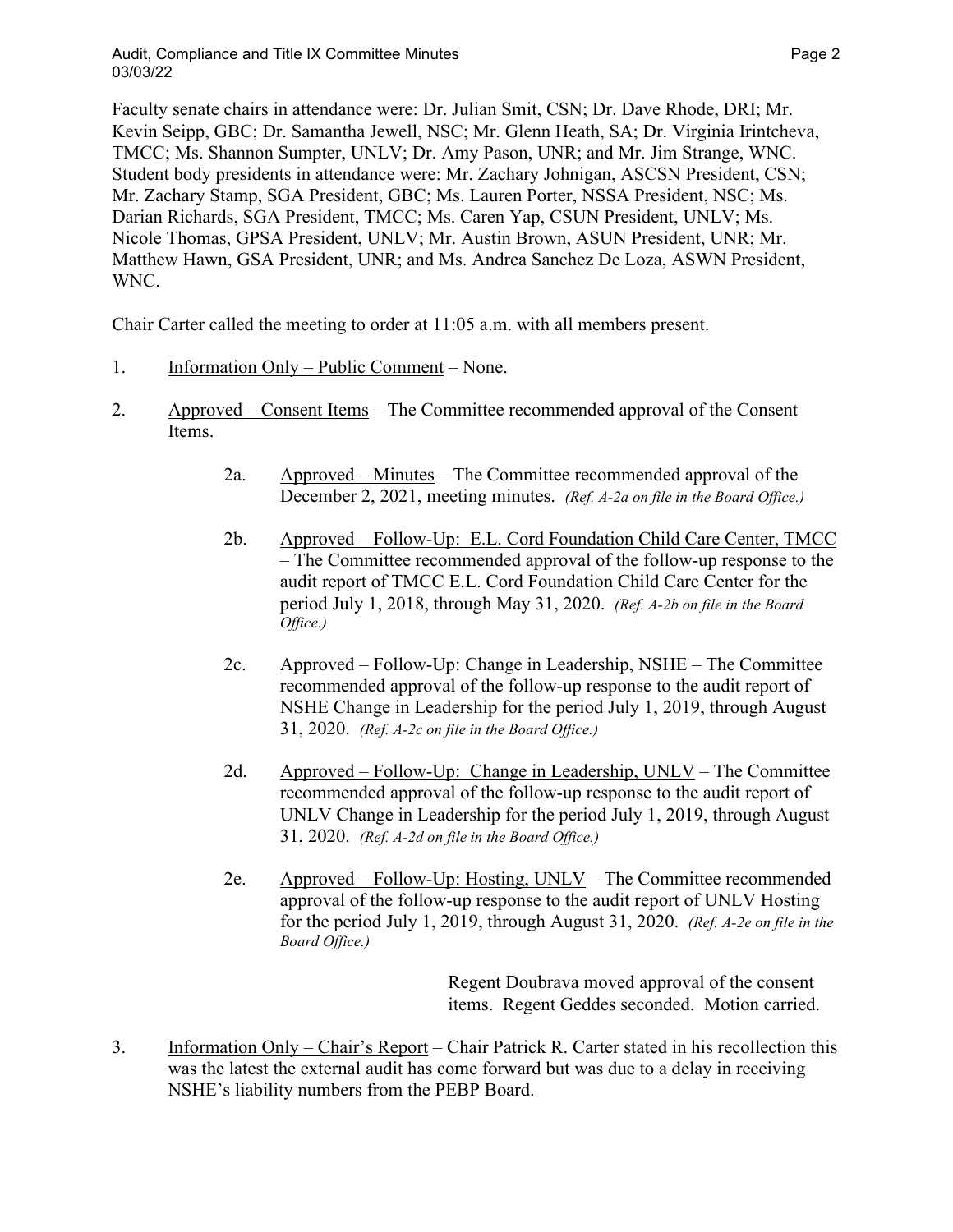Faculty senate chairs in attendance were: Dr. Julian Smit, CSN; Dr. Dave Rhode, DRI; Mr. Kevin Seipp, GBC; Dr. Samantha Jewell, NSC; Mr. Glenn Heath, SA; Dr. Virginia Irintcheva, TMCC; Ms. Shannon Sumpter, UNLV; Dr. Amy Pason, UNR; and Mr. Jim Strange, WNC. Student body presidents in attendance were: Mr. Zachary Johnigan, ASCSN President, CSN; Mr. Zachary Stamp, SGA President, GBC; Ms. Lauren Porter, NSSA President, NSC; Ms. Darian Richards, SGA President, TMCC; Ms. Caren Yap, CSUN President, UNLV; Ms. Nicole Thomas, GPSA President, UNLV; Mr. Austin Brown, ASUN President, UNR; Mr. Matthew Hawn, GSA President, UNR; and Ms. Andrea Sanchez De Loza, ASWN President, WNC.

Chair Carter called the meeting to order at 11:05 a.m. with all members present.

1. Information Only – Public Comment – None.

2. Approved – Consent Items – The Committee recommended approval of the Consent Items.

    2a. Approved – Minutes – The Committee recommended approval of the December 2, 2021, meeting minutes. *(Ref. A-2a on file in the Board Office.)*

    2b. Approved – Follow-Up: E.L. Cord Foundation Child Care Center, TMCC – The Committee recommended approval of the follow-up response to the audit report of TMCC E.L. Cord Foundation Child Care Center for the period July 1, 2018, through May 31, 2020. *(Ref. A-2b on file in the Board Office.)*

    2c. Approved – Follow-Up: Change in Leadership, NSHE – The Committee recommended approval of the follow-up response to the audit report of NSHE Change in Leadership for the period July 1, 2019, through August 31, 2020. *(Ref. A-2c on file in the Board Office.)*

    2d. Approved – Follow-Up: Change in Leadership, UNLV – The Committee recommended approval of the follow-up response to the audit report of UNLV Change in Leadership for the period July 1, 2019, through August 31, 2020. *(Ref. A-2d on file in the Board Office.)*

    2e. Approved – Follow-Up: Hosting, UNLV – The Committee recommended approval of the follow-up response to the audit report of UNLV Hosting for the period July 1, 2019, through August 31, 2020. *(Ref. A-2e on file in the Board Office.)*

    Regent Doubrava moved approval of the consent items. Regent Geddes seconded. Motion carried.

3. Information Only – Chair's Report – Chair Patrick R. Carter stated in his recollection this was the latest the external audit has come forward but was due to a delay in receiving NSHE's liability numbers from the PEBP Board.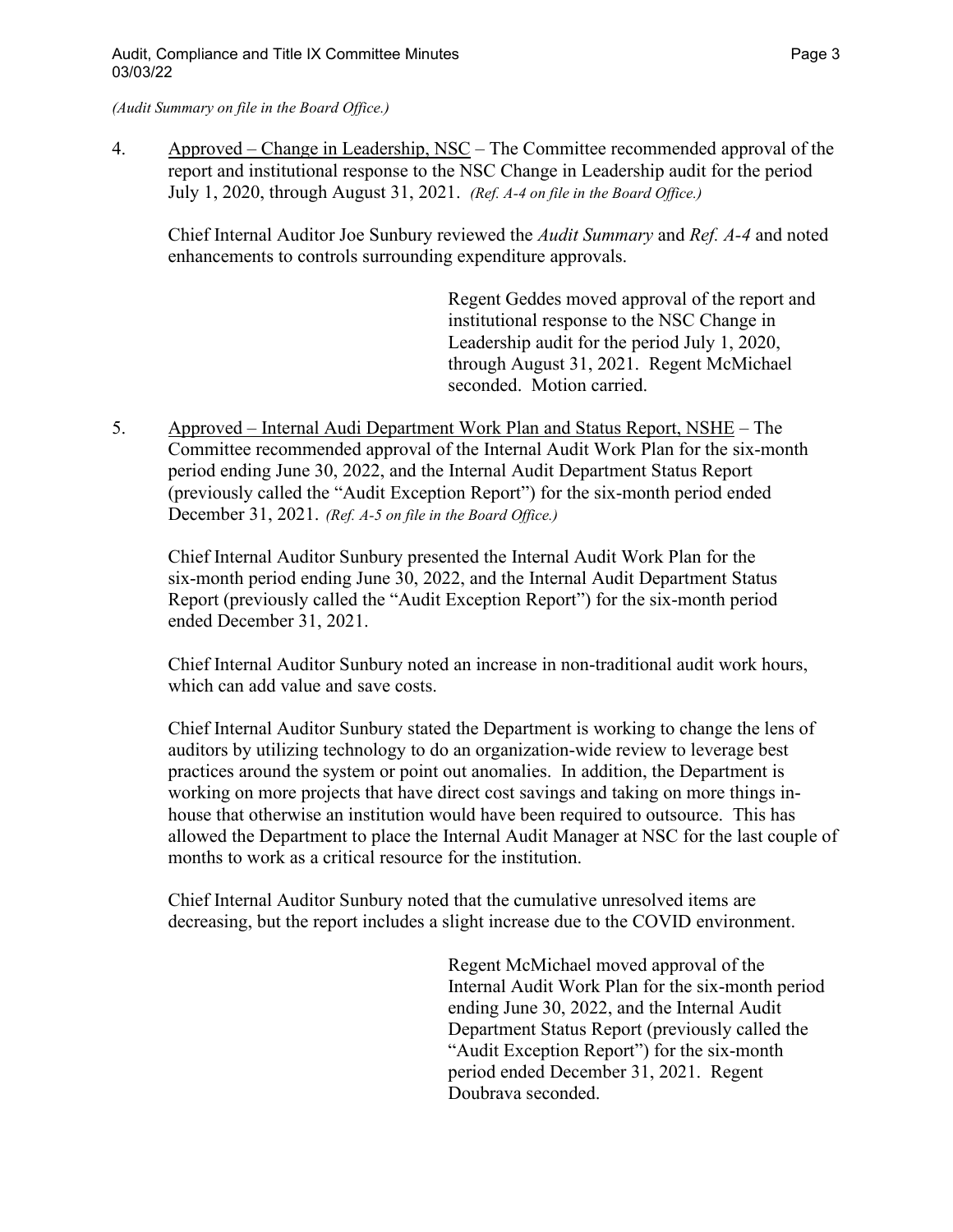*(Audit Summary on file in the Board Office.)*

4. Approved – Change in Leadership, NSC – The Committee recommended approval of the report and institutional response to the NSC Change in Leadership audit for the period July 1, 2020, through August 31, 2021. *(Ref. A-4 on file in the Board Office.)*

   Chief Internal Auditor Joe Sunbury reviewed the *Audit Summary* and *Ref. A-4* and noted enhancements to controls surrounding expenditure approvals.

   > Regent Geddes moved approval of the report and institutional response to the NSC Change in Leadership audit for the period July 1, 2020, through August 31, 2021. Regent McMichael seconded. Motion carried.

5. Approved – Internal Audi Department Work Plan and Status Report, NSHE – The Committee recommended approval of the Internal Audit Work Plan for the six-month period ending June 30, 2022, and the Internal Audit Department Status Report (previously called the "Audit Exception Report") for the six-month period ended December 31, 2021. *(Ref. A-5 on file in the Board Office.)*

   Chief Internal Auditor Sunbury presented the Internal Audit Work Plan for the six-month period ending June 30, 2022, and the Internal Audit Department Status Report (previously called the "Audit Exception Report") for the six-month period ended December 31, 2021.

   Chief Internal Auditor Sunbury noted an increase in non-traditional audit work hours, which can add value and save costs.

   Chief Internal Auditor Sunbury stated the Department is working to change the lens of auditors by utilizing technology to do an organization-wide review to leverage best practices around the system or point out anomalies. In addition, the Department is working on more projects that have direct cost savings and taking on more things in-house that otherwise an institution would have been required to outsource. This has allowed the Department to place the Internal Audit Manager at NSC for the last couple of months to work as a critical resource for the institution.

   Chief Internal Auditor Sunbury noted that the cumulative unresolved items are decreasing, but the report includes a slight increase due to the COVID environment.

   > Regent McMichael moved approval of the Internal Audit Work Plan for the six-month period ending June 30, 2022, and the Internal Audit Department Status Report (previously called the "Audit Exception Report") for the six-month period ended December 31, 2021. Regent Doubrava seconded.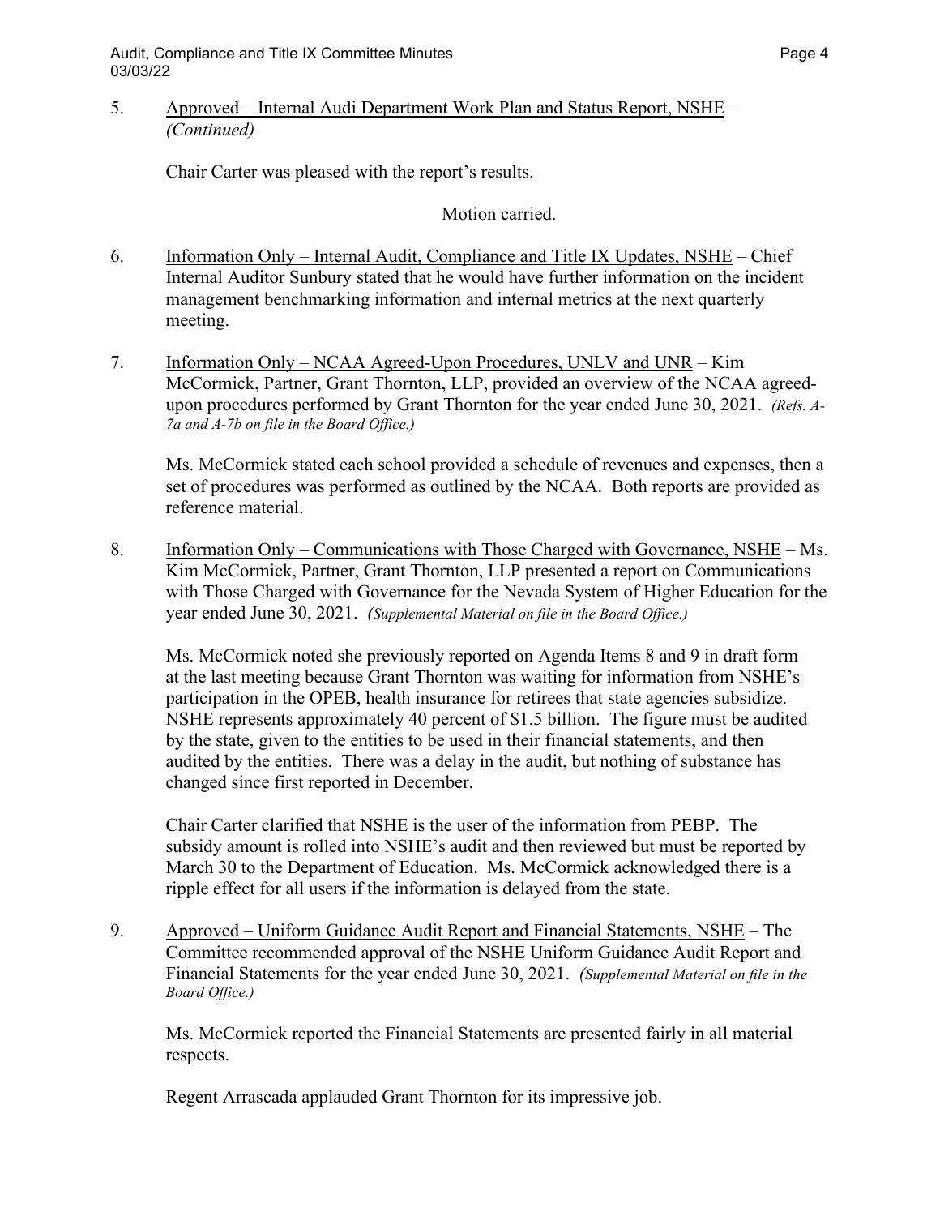5. <u>Approved – Internal Audi Department Work Plan and Status Report, NSHE</u> – *(Continued)*

   Chair Carter was pleased with the report's results.

   Motion carried.

6. <u>Information Only – Internal Audit, Compliance and Title IX Updates, NSHE</u> – Chief Internal Auditor Sunbury stated that he would have further information on the incident management benchmarking information and internal metrics at the next quarterly meeting.

7. <u>Information Only – NCAA Agreed-Upon Procedures, UNLV and UNR</u> – Kim McCormick, Partner, Grant Thornton, LLP, provided an overview of the NCAA agreed-upon procedures performed by Grant Thornton for the year ended June 30, 2021. *(Refs. A-7a and A-7b on file in the Board Office.)*

   Ms. McCormick stated each school provided a schedule of revenues and expenses, then a set of procedures was performed as outlined by the NCAA. Both reports are provided as reference material.

8. <u>Information Only – Communications with Those Charged with Governance, NSHE</u> – Ms. Kim McCormick, Partner, Grant Thornton, LLP presented a report on Communications with Those Charged with Governance for the Nevada System of Higher Education for the year ended June 30, 2021. *(Supplemental Material on file in the Board Office.)*

   Ms. McCormick noted she previously reported on Agenda Items 8 and 9 in draft form at the last meeting because Grant Thornton was waiting for information from NSHE's participation in the OPEB, health insurance for retirees that state agencies subsidize. NSHE represents approximately 40 percent of $1.5 billion. The figure must be audited by the state, given to the entities to be used in their financial statements, and then audited by the entities. There was a delay in the audit, but nothing of substance has changed since first reported in December.

   Chair Carter clarified that NSHE is the user of the information from PEBP. The subsidy amount is rolled into NSHE's audit and then reviewed but must be reported by March 30 to the Department of Education. Ms. McCormick acknowledged there is a ripple effect for all users if the information is delayed from the state.

9. <u>Approved – Uniform Guidance Audit Report and Financial Statements, NSHE</u> – The Committee recommended approval of the NSHE Uniform Guidance Audit Report and Financial Statements for the year ended June 30, 2021. *(Supplemental Material on file in the Board Office.)*

   Ms. McCormick reported the Financial Statements are presented fairly in all material respects.

   Regent Arrascada applauded Grant Thornton for its impressive job.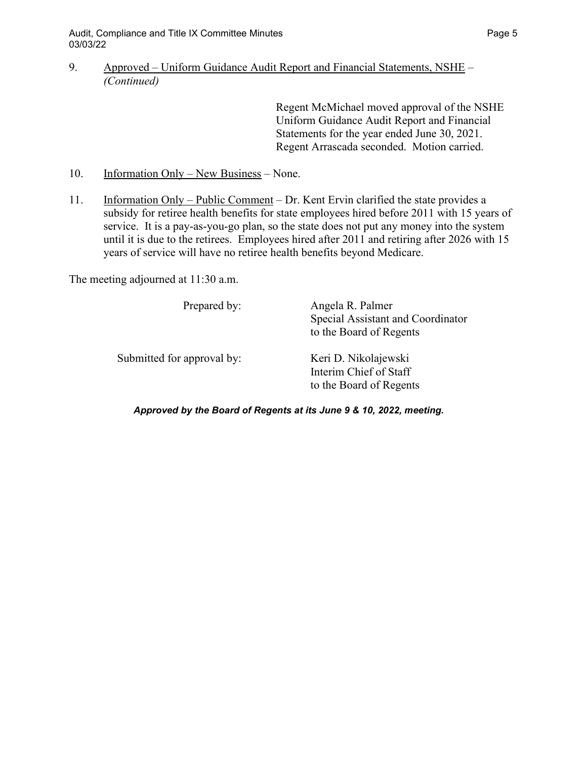9. Approved – Uniform Guidance Audit Report and Financial Statements, NSHE – *(Continued)*

Regent McMichael moved approval of the NSHE Uniform Guidance Audit Report and Financial Statements for the year ended June 30, 2021. Regent Arrascada seconded. Motion carried.

10. Information Only – New Business – None.

11. Information Only – Public Comment – Dr. Kent Ervin clarified the state provides a subsidy for retiree health benefits for state employees hired before 2011 with 15 years of service. It is a pay-as-you-go plan, so the state does not put any money into the system until it is due to the retirees. Employees hired after 2011 and retiring after 2026 with 15 years of service will have no retiree health benefits beyond Medicare.

The meeting adjourned at 11:30 a.m.

Prepared by: Angela R. Palmer
Special Assistant and Coordinator
to the Board of Regents

Submitted for approval by: Keri D. Nikolajewski
Interim Chief of Staff
to the Board of Regents

***Approved by the Board of Regents at its June 9 & 10, 2022, meeting.***